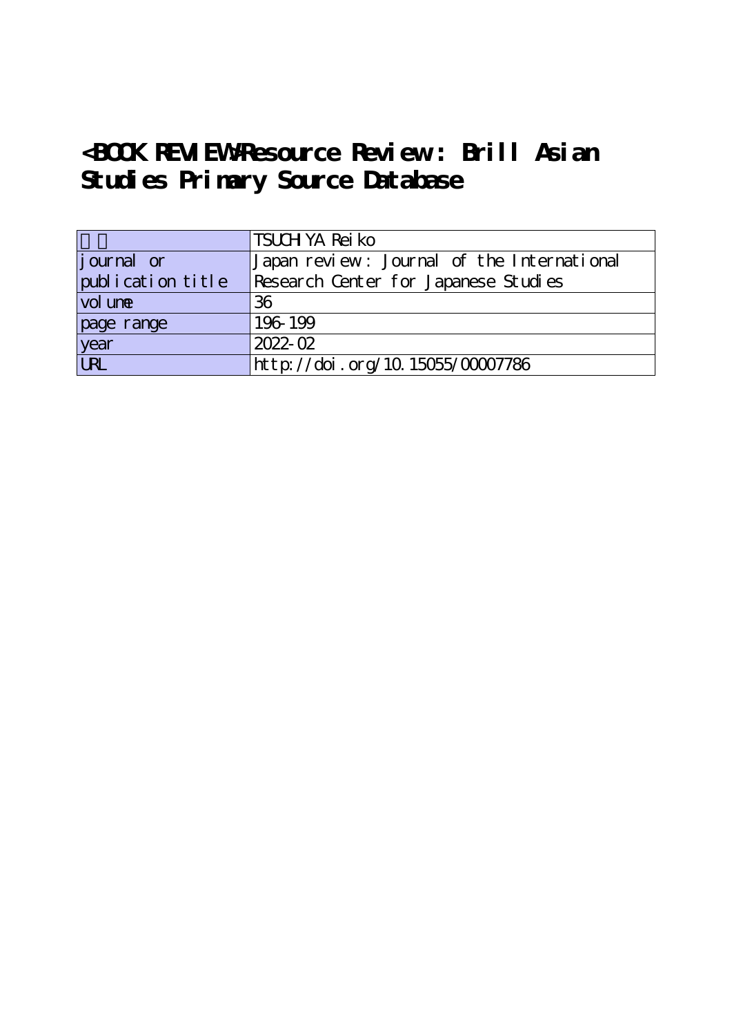# <BOOK REVIEW>Resource Review : Brill Asian Studies Primary Source Database

| 著者 | TSUCHIYA Reiko |
|---|---|
| journal or publication title | Japan review : Journal of the International Research Center for Japanese Studies |
| volume | 36 |
| page range | 196-199 |
| year | 2022-02 |
| URL | http://doi.org/10.15055/00007786 |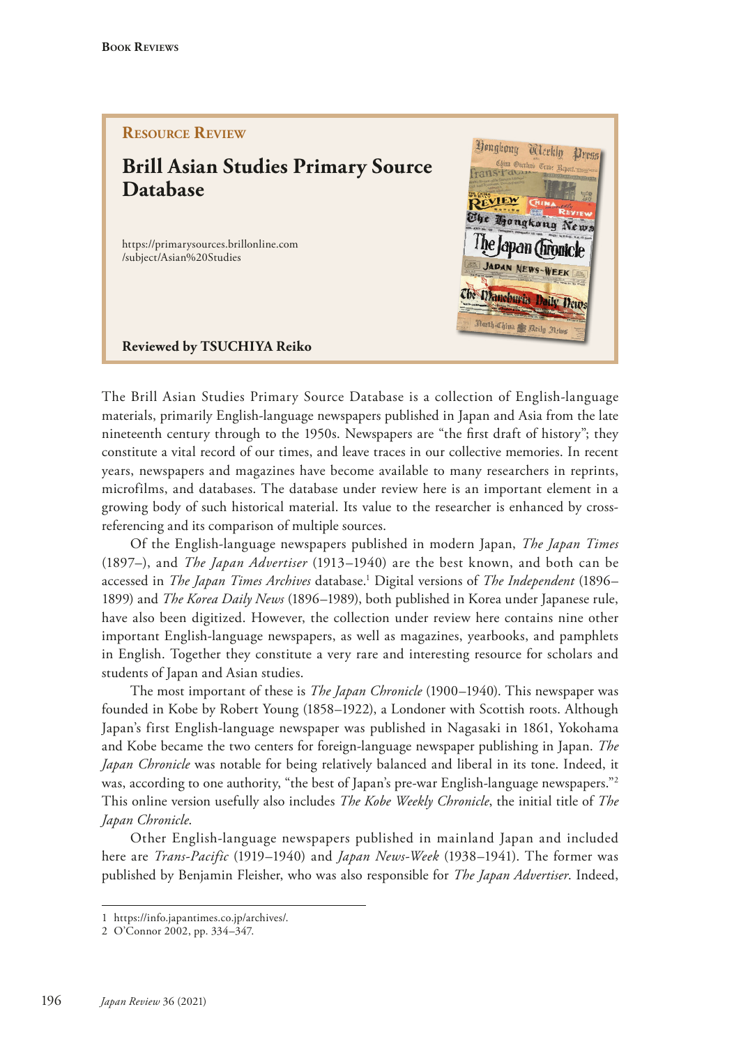Resource Review

# Brill Asian Studies Primary Source Database

https://primarysources.brillonline.com/subject/Asian%20Studies

**Reviewed by TSUCHIYA Reiko**

The Brill Asian Studies Primary Source Database is a collection of English-language materials, primarily English-language newspapers published in Japan and Asia from the late nineteenth century through to the 1950s. Newspapers are "the first draft of history"; they constitute a vital record of our times, and leave traces in our collective memories. In recent years, newspapers and magazines have become available to many researchers in reprints, microfilms, and databases. The database under review here is an important element in a growing body of such historical material. Its value to the researcher is enhanced by cross-referencing and its comparison of multiple sources.

Of the English-language newspapers published in modern Japan, *The Japan Times* (1897–), and *The Japan Advertiser* (1913–1940) are the best known, and both can be accessed in *The Japan Times Archives* database.[1] Digital versions of *The Independent* (1896–1899) and *The Korea Daily News* (1896–1989), both published in Korea under Japanese rule, have also been digitized. However, the collection under review here contains nine other important English-language newspapers, as well as magazines, yearbooks, and pamphlets in English. Together they constitute a very rare and interesting resource for scholars and students of Japan and Asian studies.

The most important of these is *The Japan Chronicle* (1900–1940). This newspaper was founded in Kobe by Robert Young (1858–1922), a Londoner with Scottish roots. Although Japan's first English-language newspaper was published in Nagasaki in 1861, Yokohama and Kobe became the two centers for foreign-language newspaper publishing in Japan. *The Japan Chronicle* was notable for being relatively balanced and liberal in its tone. Indeed, it was, according to one authority, "the best of Japan's pre-war English-language newspapers."[2] This online version usefully also includes *The Kobe Weekly Chronicle*, the initial title of *The Japan Chronicle*.

Other English-language newspapers published in mainland Japan and included here are *Trans-Pacific* (1919–1940) and *Japan News-Week* (1938–1941). The former was published by Benjamin Fleisher, who was also responsible for *The Japan Advertiser*. Indeed,

---

1 https://info.japantimes.co.jp/archives/.

2 O'Connor 2002, pp. 334–347.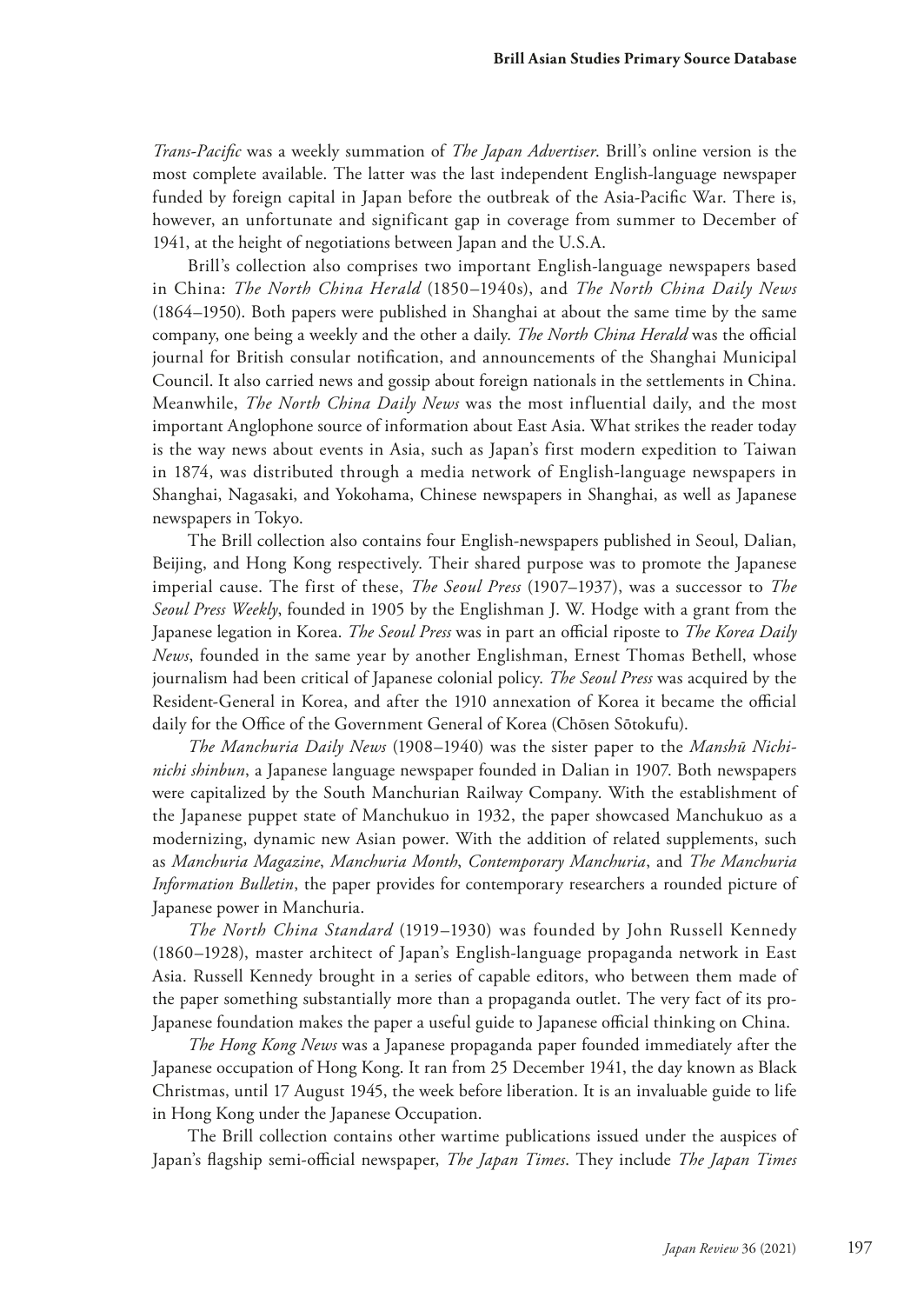*Trans-Pacific* was a weekly summation of *The Japan Advertiser*. Brill's online version is the most complete available. The latter was the last independent English-language newspaper funded by foreign capital in Japan before the outbreak of the Asia-Pacific War. There is, however, an unfortunate and significant gap in coverage from summer to December of 1941, at the height of negotiations between Japan and the U.S.A.

Brill's collection also comprises two important English-language newspapers based in China: *The North China Herald* (1850–1940s), and *The North China Daily News* (1864–1950). Both papers were published in Shanghai at about the same time by the same company, one being a weekly and the other a daily. *The North China Herald* was the official journal for British consular notification, and announcements of the Shanghai Municipal Council. It also carried news and gossip about foreign nationals in the settlements in China. Meanwhile, *The North China Daily News* was the most influential daily, and the most important Anglophone source of information about East Asia. What strikes the reader today is the way news about events in Asia, such as Japan's first modern expedition to Taiwan in 1874, was distributed through a media network of English-language newspapers in Shanghai, Nagasaki, and Yokohama, Chinese newspapers in Shanghai, as well as Japanese newspapers in Tokyo.

The Brill collection also contains four English-newspapers published in Seoul, Dalian, Beijing, and Hong Kong respectively. Their shared purpose was to promote the Japanese imperial cause. The first of these, *The Seoul Press* (1907–1937), was a successor to *The Seoul Press Weekly*, founded in 1905 by the Englishman J. W. Hodge with a grant from the Japanese legation in Korea. *The Seoul Press* was in part an official riposte to *The Korea Daily News*, founded in the same year by another Englishman, Ernest Thomas Bethell, whose journalism had been critical of Japanese colonial policy. *The Seoul Press* was acquired by the Resident-General in Korea, and after the 1910 annexation of Korea it became the official daily for the Office of the Government General of Korea (Chōsen Sōtokufu).

*The Manchuria Daily News* (1908–1940) was the sister paper to the *Manshū Nichi-nichi shinbun*, a Japanese language newspaper founded in Dalian in 1907. Both newspapers were capitalized by the South Manchurian Railway Company. With the establishment of the Japanese puppet state of Manchukuo in 1932, the paper showcased Manchukuo as a modernizing, dynamic new Asian power. With the addition of related supplements, such as *Manchuria Magazine*, *Manchuria Month*, *Contemporary Manchuria*, and *The Manchuria Information Bulletin*, the paper provides for contemporary researchers a rounded picture of Japanese power in Manchuria.

*The North China Standard* (1919–1930) was founded by John Russell Kennedy (1860–1928), master architect of Japan's English-language propaganda network in East Asia. Russell Kennedy brought in a series of capable editors, who between them made of the paper something substantially more than a propaganda outlet. The very fact of its pro-Japanese foundation makes the paper a useful guide to Japanese official thinking on China.

*The Hong Kong News* was a Japanese propaganda paper founded immediately after the Japanese occupation of Hong Kong. It ran from 25 December 1941, the day known as Black Christmas, until 17 August 1945, the week before liberation. It is an invaluable guide to life in Hong Kong under the Japanese Occupation.

The Brill collection contains other wartime publications issued under the auspices of Japan's flagship semi-official newspaper, *The Japan Times*. They include *The Japan Times*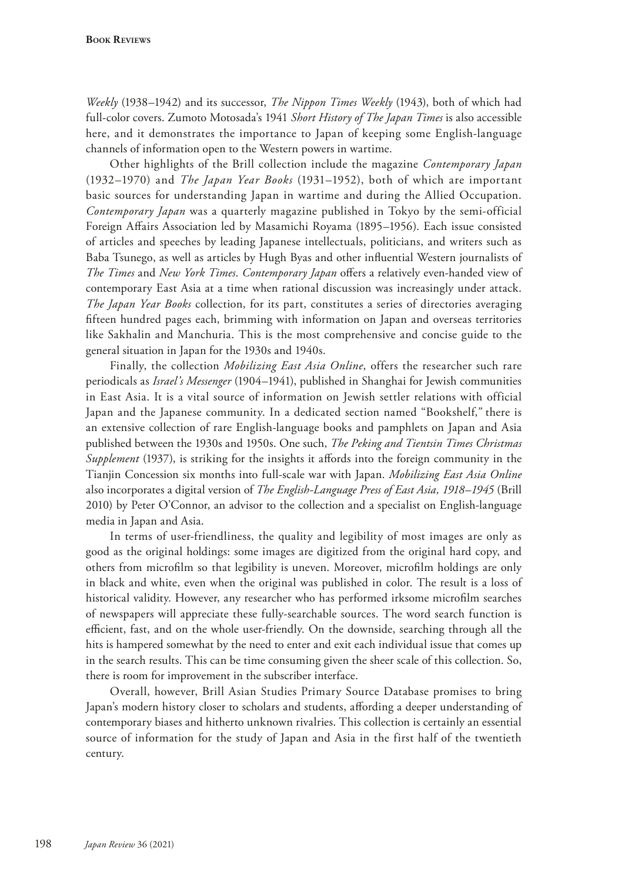*Weekly* (1938–1942) and its successor, *The Nippon Times Weekly* (1943), both of which had full-color covers. Zumoto Motosada's 1941 *Short History of The Japan Times* is also accessible here, and it demonstrates the importance to Japan of keeping some English-language channels of information open to the Western powers in wartime.

Other highlights of the Brill collection include the magazine *Contemporary Japan* (1932–1970) and *The Japan Year Books* (1931–1952), both of which are important basic sources for understanding Japan in wartime and during the Allied Occupation. *Contemporary Japan* was a quarterly magazine published in Tokyo by the semi-official Foreign Affairs Association led by Masamichi Royama (1895–1956). Each issue consisted of articles and speeches by leading Japanese intellectuals, politicians, and writers such as Baba Tsunego, as well as articles by Hugh Byas and other influential Western journalists of *The Times* and *New York Times*. *Contemporary Japan* offers a relatively even-handed view of contemporary East Asia at a time when rational discussion was increasingly under attack. *The Japan Year Books* collection, for its part, constitutes a series of directories averaging fifteen hundred pages each, brimming with information on Japan and overseas territories like Sakhalin and Manchuria. This is the most comprehensive and concise guide to the general situation in Japan for the 1930s and 1940s.

Finally, the collection *Mobilizing East Asia Online*, offers the researcher such rare periodicals as *Israel's Messenger* (1904–1941), published in Shanghai for Jewish communities in East Asia. It is a vital source of information on Jewish settler relations with official Japan and the Japanese community. In a dedicated section named "Bookshelf," there is an extensive collection of rare English-language books and pamphlets on Japan and Asia published between the 1930s and 1950s. One such, *The Peking and Tientsin Times Christmas Supplement* (1937), is striking for the insights it affords into the foreign community in the Tianjin Concession six months into full-scale war with Japan. *Mobilizing East Asia Online* also incorporates a digital version of *The English-Language Press of East Asia, 1918–1945* (Brill 2010) by Peter O'Connor, an advisor to the collection and a specialist on English-language media in Japan and Asia.

In terms of user-friendliness, the quality and legibility of most images are only as good as the original holdings: some images are digitized from the original hard copy, and others from microfilm so that legibility is uneven. Moreover, microfilm holdings are only in black and white, even when the original was published in color. The result is a loss of historical validity. However, any researcher who has performed irksome microfilm searches of newspapers will appreciate these fully-searchable sources. The word search function is efficient, fast, and on the whole user-friendly. On the downside, searching through all the hits is hampered somewhat by the need to enter and exit each individual issue that comes up in the search results. This can be time consuming given the sheer scale of this collection. So, there is room for improvement in the subscriber interface.

Overall, however, Brill Asian Studies Primary Source Database promises to bring Japan's modern history closer to scholars and students, affording a deeper understanding of contemporary biases and hitherto unknown rivalries. This collection is certainly an essential source of information for the study of Japan and Asia in the first half of the twentieth century.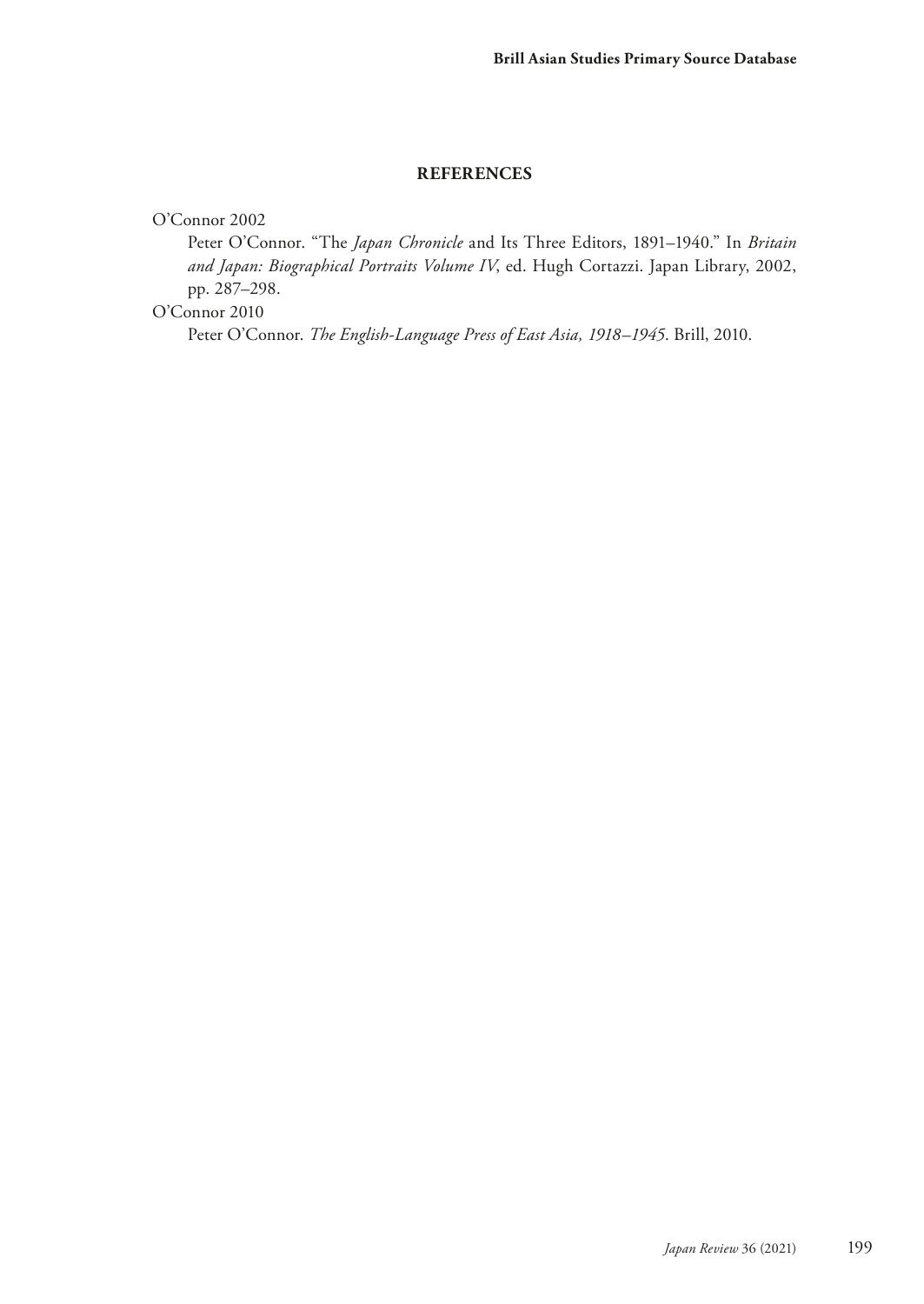## REFERENCES

O'Connor 2002

Peter O'Connor. "The *Japan Chronicle* and Its Three Editors, 1891–1940." In *Britain and Japan: Biographical Portraits Volume IV*, ed. Hugh Cortazzi. Japan Library, 2002, pp. 287–298.

O'Connor 2010

Peter O'Connor. *The English-Language Press of East Asia, 1918–1945*. Brill, 2010.